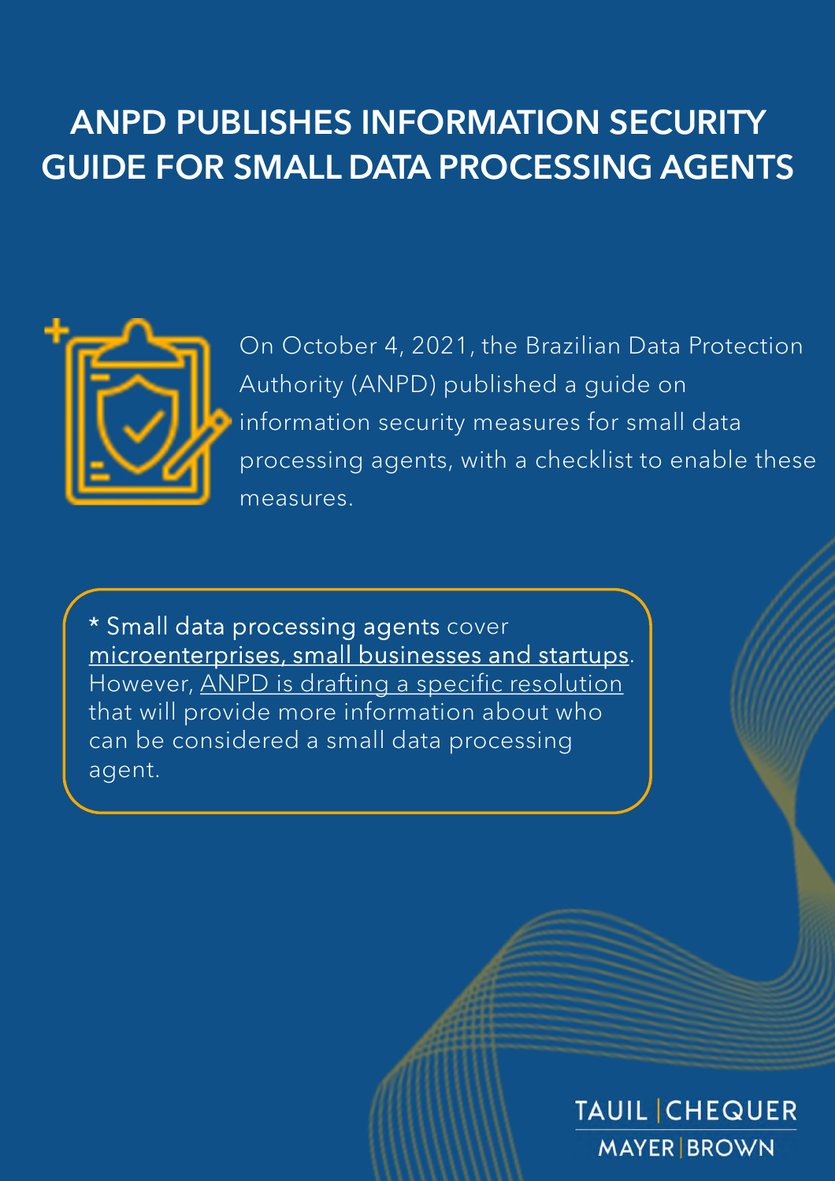# ANPD PUBLISHES INFORMATION SECURITY GUIDE FOR SMALL DATA PROCESSING AGENTS

On October 4, 2021, the Brazilian Data Protection Authority (ANPD) published a guide on information security measures for small data processing agents, with a checklist to enable these measures.

* Small data processing agents cover <u>microenterprises, small businesses and startups</u>. However, <u>ANPD is drafting a specific resolution</u> that will provide more information about who can be considered a small data processing agent.

TAUIL | CHEQUER
MAYER | BROWN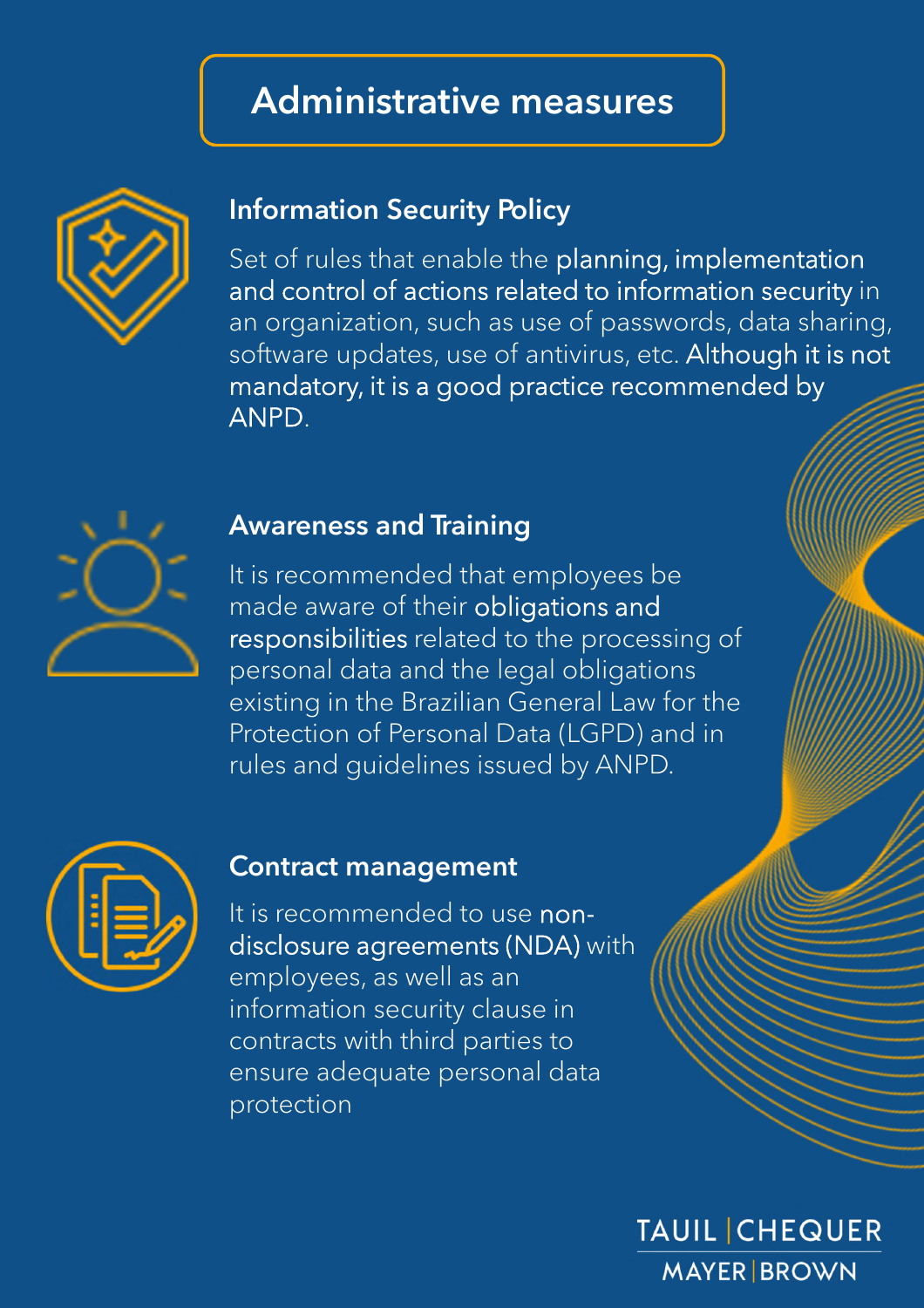# Administrative measures

## Information Security Policy

Set of rules that enable the **planning, implementation and control of actions related to information security** in an organization, such as use of passwords, data sharing, software updates, use of antivirus, etc. **Although it is not mandatory, it is a good practice recommended by ANPD.**

## Awareness and Training

It is recommended that employees be made aware of their **obligations and responsibilities** related to the processing of personal data and the legal obligations existing in the Brazilian General Law for the Protection of Personal Data (LGPD) and in rules and guidelines issued by ANPD.

## Contract management

It is recommended to use **non-disclosure agreements (NDA)** with employees, as well as an information security clause in contracts with third parties to ensure adequate personal data protection

TAUIL | CHEQUER
MAYER | BROWN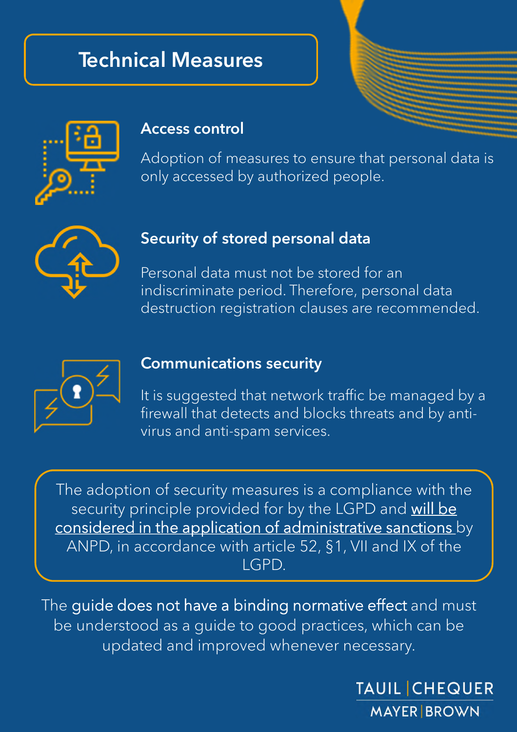# Technical Measures

### Access control

Adoption of measures to ensure that personal data is only accessed by authorized people.

### Security of stored personal data

Personal data must not be stored for an indiscriminate period. Therefore, personal data destruction registration clauses are recommended.

### Communications security

It is suggested that network traffic be managed by a firewall that detects and blocks threats and by anti-virus and anti-spam services.

The adoption of security measures is a compliance with the security principle provided for by the LGPD and will be considered in the application of administrative sanctions by ANPD, in accordance with article 52, §1, VII and IX of the LGPD.

The **guide does not have a binding normative effect** and must be understood as a guide to good practices, which can be updated and improved whenever necessary.

TAUIL | CHEQUER
MAYER | BROWN